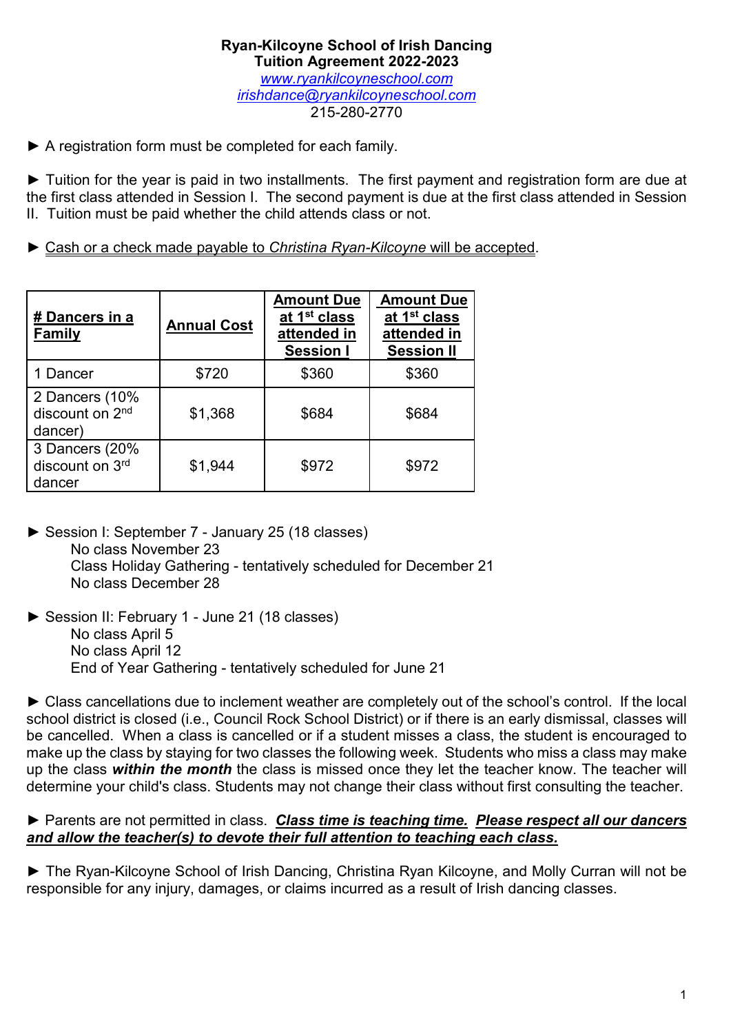**Ryan-Kilcoyne School of Irish Dancing**
**Tuition Agreement 2022-2023**
www.ryankilcoyneschool.com
irishdance@ryankilcoyneschool.com
215-280-2770

► A registration form must be completed for each family.

► Tuition for the year is paid in two installments. The first payment and registration form are due at the first class attended in Session I. The second payment is due at the first class attended in Session II. Tuition must be paid whether the child attends class or not.

► Cash or a check made payable to *Christina Ryan-Kilcoyne* will be accepted.

| **# Dancers in a Family** | **Annual Cost** | **Amount Due at 1st class attended in Session I** | **Amount Due at 1st class attended in Session II** |
|---|---|---|---|
| 1 Dancer | $720 | $360 | $360 |
| 2 Dancers (10% discount on 2nd dancer) | $1,368 | $684 | $684 |
| 3 Dancers (20% discount on 3rd dancer | $1,944 | $972 | $972 |

► Session I: September 7 - January 25 (18 classes)
No class November 23
Class Holiday Gathering - tentatively scheduled for December 21
No class December 28

► Session II: February 1 - June 21 (18 classes)
No class April 5
No class April 12
End of Year Gathering - tentatively scheduled for June 21

► Class cancellations due to inclement weather are completely out of the school's control. If the local school district is closed (i.e., Council Rock School District) or if there is an early dismissal, classes will be cancelled. When a class is cancelled or if a student misses a class, the student is encouraged to make up the class by staying for two classes the following week. Students who miss a class may make up the class ***within the month*** the class is missed once they let the teacher know. The teacher will determine your child's class. Students may not change their class without first consulting the teacher.

► Parents are not permitted in class. ***Class time is teaching time. Please respect all our dancers and allow the teacher(s) to devote their full attention to teaching each class.***

► The Ryan-Kilcoyne School of Irish Dancing, Christina Ryan Kilcoyne, and Molly Curran will not be responsible for any injury, damages, or claims incurred as a result of Irish dancing classes.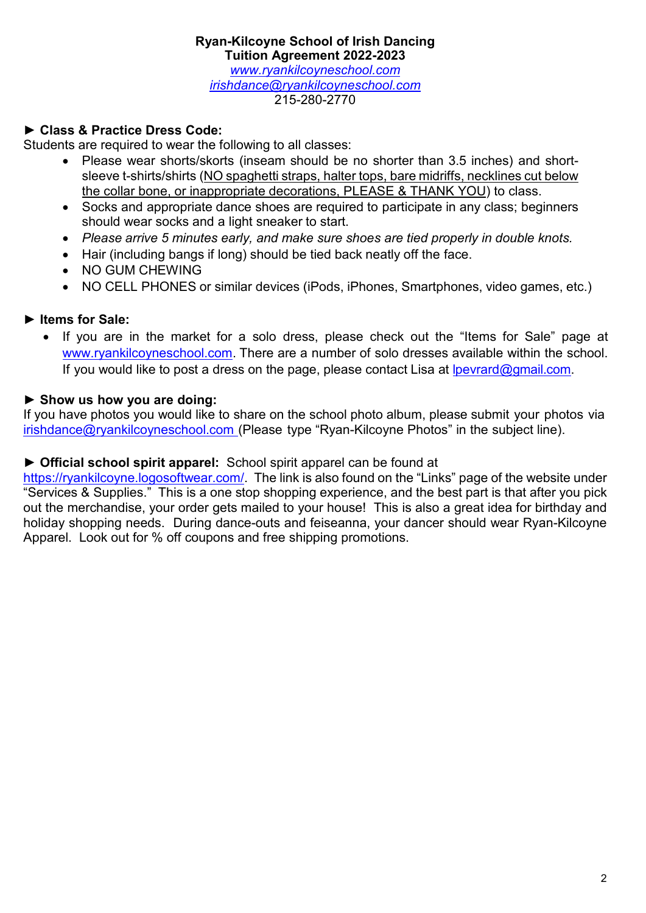**Ryan-Kilcoyne School of Irish Dancing**
**Tuition Agreement 2022-2023**
*www.ryankilcoyneschool.com*
*irishdance@ryankilcoyneschool.com*
215-280-2770

**► Class & Practice Dress Code:**
Students are required to wear the following to all classes:

- Please wear shorts/skorts (inseam should be no shorter than 3.5 inches) and short-sleeve t-shirts/shirts (NO spaghetti straps, halter tops, bare midriffs, necklines cut below the collar bone, or inappropriate decorations, PLEASE & THANK YOU) to class.
- Socks and appropriate dance shoes are required to participate in any class; beginners should wear socks and a light sneaker to start.
- *Please arrive 5 minutes early, and make sure shoes are tied properly in double knots.*
- Hair (including bangs if long) should be tied back neatly off the face.
- NO GUM CHEWING
- NO CELL PHONES or similar devices (iPods, iPhones, Smartphones, video games, etc.)

**► Items for Sale:**

- If you are in the market for a solo dress, please check out the "Items for Sale" page at www.ryankilcoyneschool.com. There are a number of solo dresses available within the school. If you would like to post a dress on the page, please contact Lisa at lpevrard@gmail.com.

**► Show us how you are doing:**
If you have photos you would like to share on the school photo album, please submit your photos via irishdance@ryankilcoyneschool.com (Please type "Ryan-Kilcoyne Photos" in the subject line).

**► Official school spirit apparel:** School spirit apparel can be found at https://ryankilcoyne.logosoftwear.com/. The link is also found on the "Links" page of the website under "Services & Supplies." This is a one stop shopping experience, and the best part is that after you pick out the merchandise, your order gets mailed to your house! This is also a great idea for birthday and holiday shopping needs. During dance-outs and feiseanna, your dancer should wear Ryan-Kilcoyne Apparel. Look out for % off coupons and free shipping promotions.